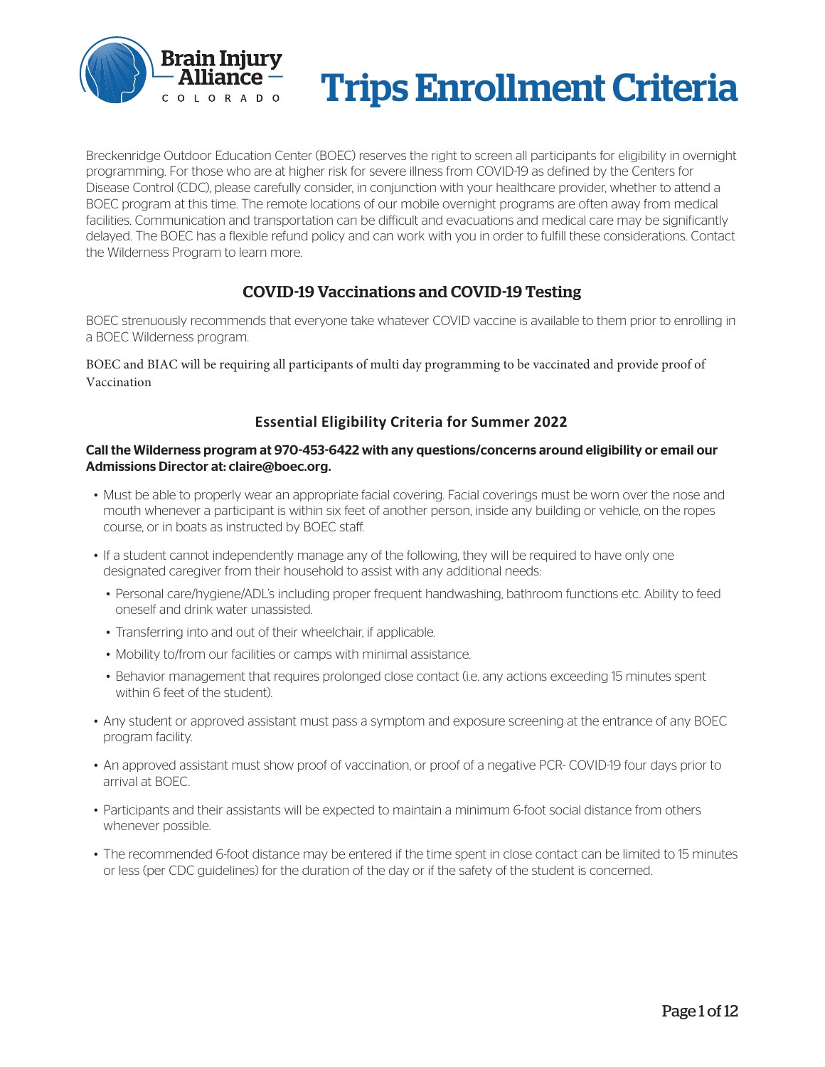Brain Injury Alliance COLORADO

# Trips Enrollment Criteria

Breckenridge Outdoor Education Center (BOEC) reserves the right to screen all participants for eligibility in overnight programming. For those who are at higher risk for severe illness from COVID-19 as defined by the Centers for Disease Control (CDC), please carefully consider, in conjunction with your healthcare provider, whether to attend a BOEC program at this time. The remote locations of our mobile overnight programs are often away from medical facilities. Communication and transportation can be difficult and evacuations and medical care may be significantly delayed. The BOEC has a flexible refund policy and can work with you in order to fulfill these considerations. Contact the Wilderness Program to learn more.

## COVID-19 Vaccinations and COVID-19 Testing

BOEC strenuously recommends that everyone take whatever COVID vaccine is available to them prior to enrolling in a BOEC Wilderness program.

BOEC and BIAC will be requiring all participants of multi day programming to be vaccinated and provide proof of Vaccination

### Essential Eligibility Criteria for Summer 2022

**Call the Wilderness program at 970-453-6422 with any questions/concerns around eligibility or email our Admissions Director at: claire@boec.org.**

- Must be able to properly wear an appropriate facial covering. Facial coverings must be worn over the nose and mouth whenever a participant is within six feet of another person, inside any building or vehicle, on the ropes course, or in boats as instructed by BOEC staff.
- If a student cannot independently manage any of the following, they will be required to have only one designated caregiver from their household to assist with any additional needs:
  - Personal care/hygiene/ADL's including proper frequent handwashing, bathroom functions etc. Ability to feed oneself and drink water unassisted.
  - Transferring into and out of their wheelchair, if applicable.
  - Mobility to/from our facilities or camps with minimal assistance.
  - Behavior management that requires prolonged close contact (i.e. any actions exceeding 15 minutes spent within 6 feet of the student).
- Any student or approved assistant must pass a symptom and exposure screening at the entrance of any BOEC program facility.
- An approved assistant must show proof of vaccination, or proof of a negative PCR- COVID-19 four days prior to arrival at BOEC.
- Participants and their assistants will be expected to maintain a minimum 6-foot social distance from others whenever possible.
- The recommended 6-foot distance may be entered if the time spent in close contact can be limited to 15 minutes or less (per CDC guidelines) for the duration of the day or if the safety of the student is concerned.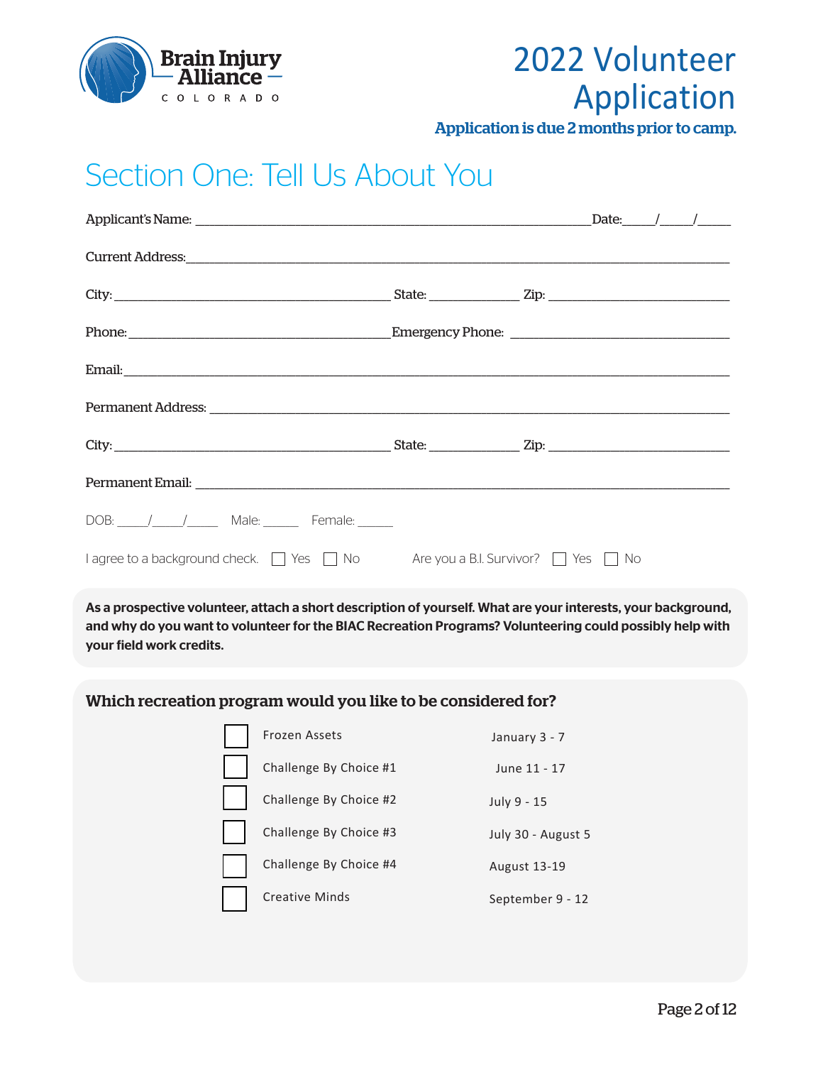Brain Injury Alliance COLORADO

# 2022 Volunteer Application

**Application is due 2 months prior to camp.**

## Section One: Tell Us About You

Applicant's Name: ______________________________ Date: ____/____/____

Current Address: ______________________________

City: ______________________ State: __________ Zip: ______________

Phone: ______________________ Emergency Phone: ______________________

Email: ______________________________

Permanent Address: ______________________________

City: ______________________ State: __________ Zip: ______________

Permanent Email: ______________________________

DOB: ____/____/____ Male: _____ Female: _____

I agree to a background check. ☐ Yes ☐ No Are you a B.I. Survivor? ☐ Yes ☐ No

**As a prospective volunteer, attach a short description of yourself. What are your interests, your background, and why do you want to volunteer for the BIAC Recreation Programs? Volunteering could possibly help with your field work credits.**

### Which recreation program would you like to be considered for?

| | Program | Dates |
|---|---|---|
| ☐ | Frozen Assets | January 3 - 7 |
| ☐ | Challenge By Choice #1 | June 11 - 17 |
| ☐ | Challenge By Choice #2 | July 9 - 15 |
| ☐ | Challenge By Choice #3 | July 30 - August 5 |
| ☐ | Challenge By Choice #4 | August 13-19 |
| ☐ | Creative Minds | September 9 - 12 |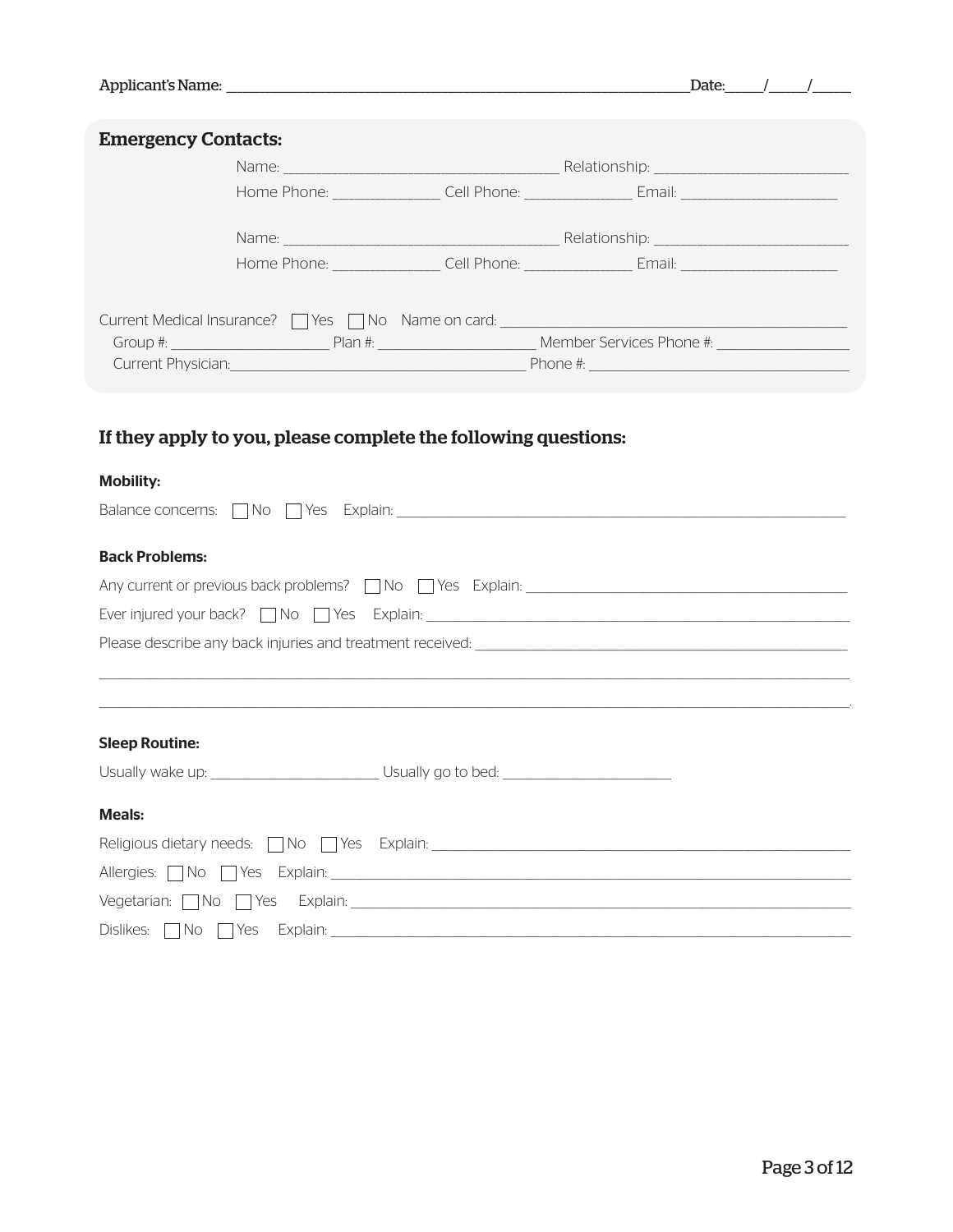Applicant's Name: ______________________________ Date: ____/____/____

## Emergency Contacts:

Name: ______________________________ Relationship: ______________________

Home Phone: ____________ Cell Phone: ____________ Email: __________________

Name: ______________________________ Relationship: ______________________

Home Phone: ____________ Cell Phone: ____________ Email: __________________

Current Medical Insurance? ☐ Yes ☐ No Name on card: ______________________________

Group #: __________________ Plan #: __________________ Member Services Phone #: ______________

Current Physician: ______________________________ Phone #: ______________________________

## If they apply to you, please complete the following questions:

**Mobility:**

Balance concerns: ☐ No ☐ Yes Explain: ______________________________

**Back Problems:**

Any current or previous back problems? ☐ No ☐ Yes Explain: ______________________________

Ever injured your back? ☐ No ☐ Yes Explain: ______________________________

Please describe any back injuries and treatment received: ______________________________

______________________________________________________________________

______________________________________________________________________.

**Sleep Routine:**

Usually wake up: ____________________ Usually go to bed: ____________________

**Meals:**

Religious dietary needs: ☐ No ☐ Yes Explain: ______________________________

Allergies: ☐ No ☐ Yes Explain: ______________________________

Vegetarian: ☐ No ☐ Yes Explain: ______________________________

Dislikes: ☐ No ☐ Yes Explain: ______________________________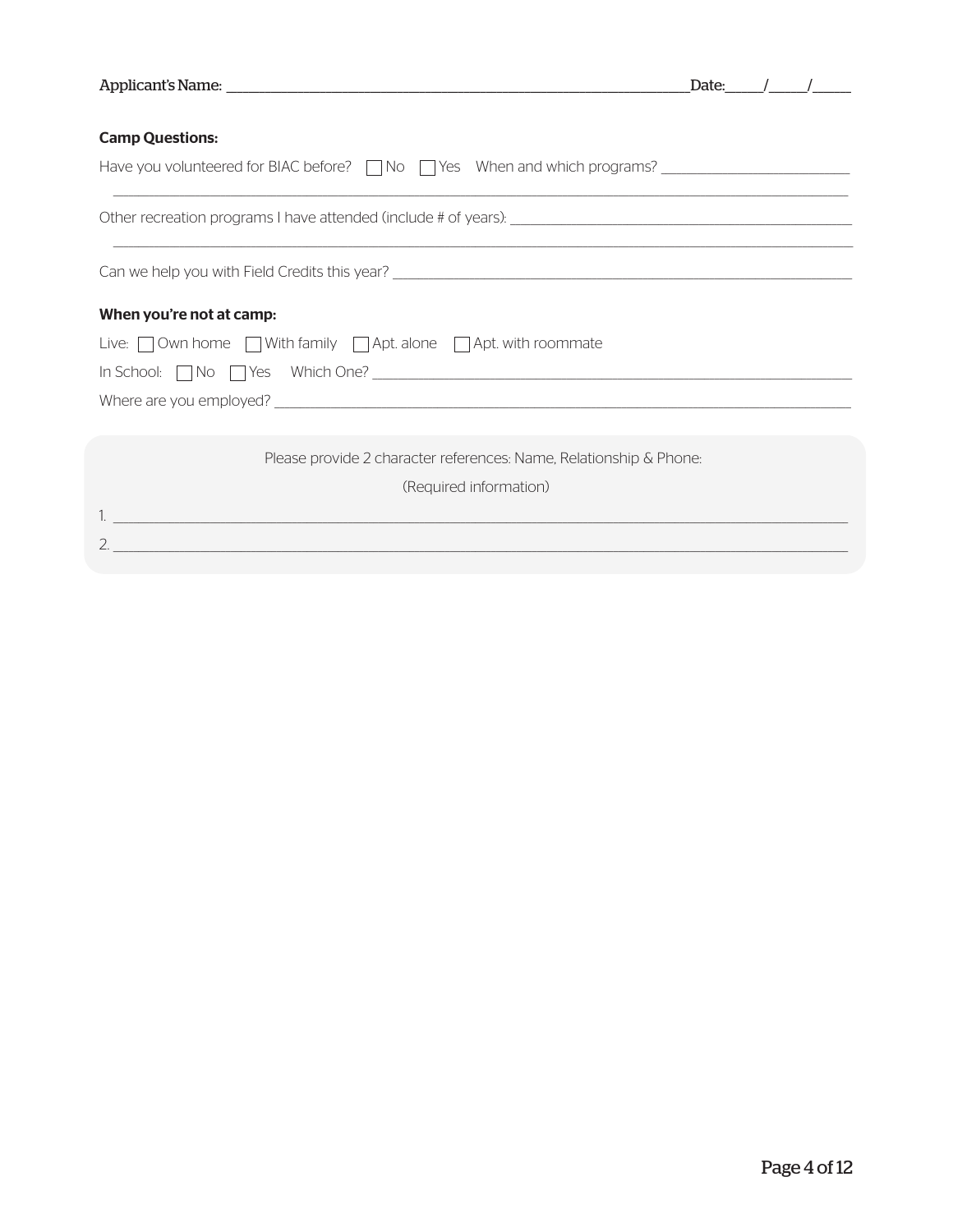Applicant's Name: ______________________________ Date:_____/_____/_____

**Camp Questions:**

Have you volunteered for BIAC before? ☐ No ☐ Yes When and which programs? ______________________________

______________________________________________________________________________

Other recreation programs I have attended (include # of years): ______________________________

______________________________________________________________________________

Can we help you with Field Credits this year? ______________________________

**When you're not at camp:**

Live: ☐ Own home ☐ With family ☐ Apt. alone ☐ Apt. with roommate

In School: ☐ No ☐ Yes Which One? ______________________________

Where are you employed? ______________________________

Please provide 2 character references: Name, Relationship & Phone:

(Required information)

1. ______________________________________________________________________________
2. ______________________________________________________________________________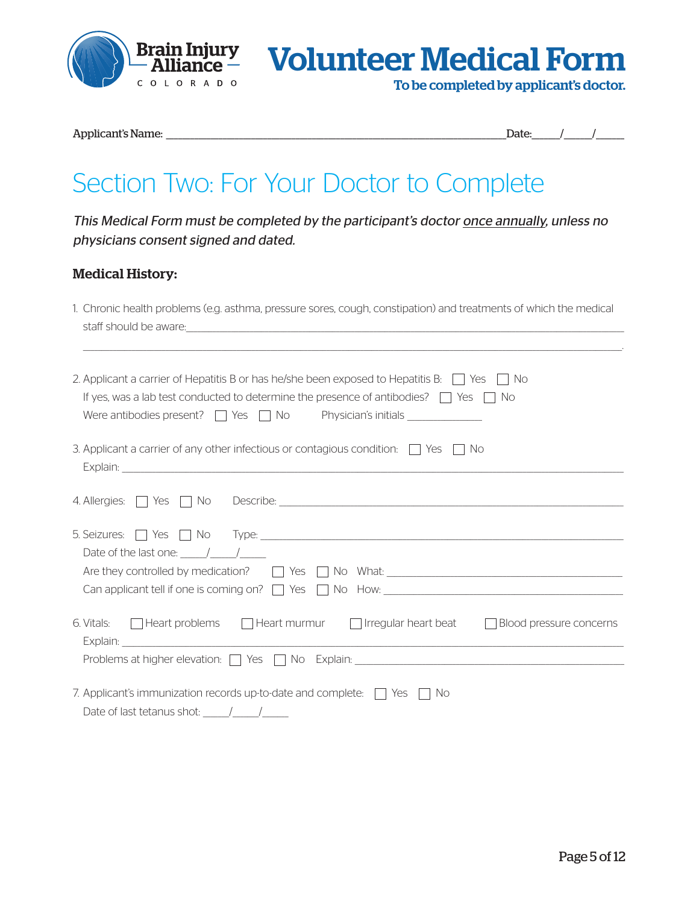Brain Injury Alliance COLORADO

# Volunteer Medical Form

**To be completed by applicant's doctor.**

Applicant's Name: ____________________________________________________________ Date:_____/_____/_____

## Section Two: For Your Doctor to Complete

*This Medical Form must be completed by the participant's doctor once annually, unless no physicians consent signed and dated.*

### Medical History:

1. Chronic health problems (e.g. asthma, pressure sores, cough, constipation) and treatments of which the medical staff should be aware:______________________________________________________________________
______________________________________________________________________________________________.

2. Applicant a carrier of Hepatitis B or has he/she been exposed to Hepatitis B: ☐ Yes ☐ No
   If yes, was a lab test conducted to determine the presence of antibodies? ☐ Yes ☐ No
   Were antibodies present? ☐ Yes ☐ No Physician's initials _____________

3. Applicant a carrier of any other infectious or contagious condition: ☐ Yes ☐ No
   Explain: ______________________________________________________________________________

4. Allergies: ☐ Yes ☐ No Describe: ______________________________________________________

5. Seizures: ☐ Yes ☐ No Type: __________________________________________________________
   Date of the last one: _____/_____/_____
   Are they controlled by medication? ☐ Yes ☐ No What: ____________________________________
   Can applicant tell if one is coming on? ☐ Yes ☐ No How: ___________________________________

6. Vitals: ☐ Heart problems ☐ Heart murmur ☐ Irregular heart beat ☐ Blood pressure concerns
   Explain: ______________________________________________________________________________
   Problems at higher elevation: ☐ Yes ☐ No Explain: _____________________________________________

7. Applicant's immunization records up-to-date and complete: ☐ Yes ☐ No
   Date of last tetanus shot: _____/_____/_____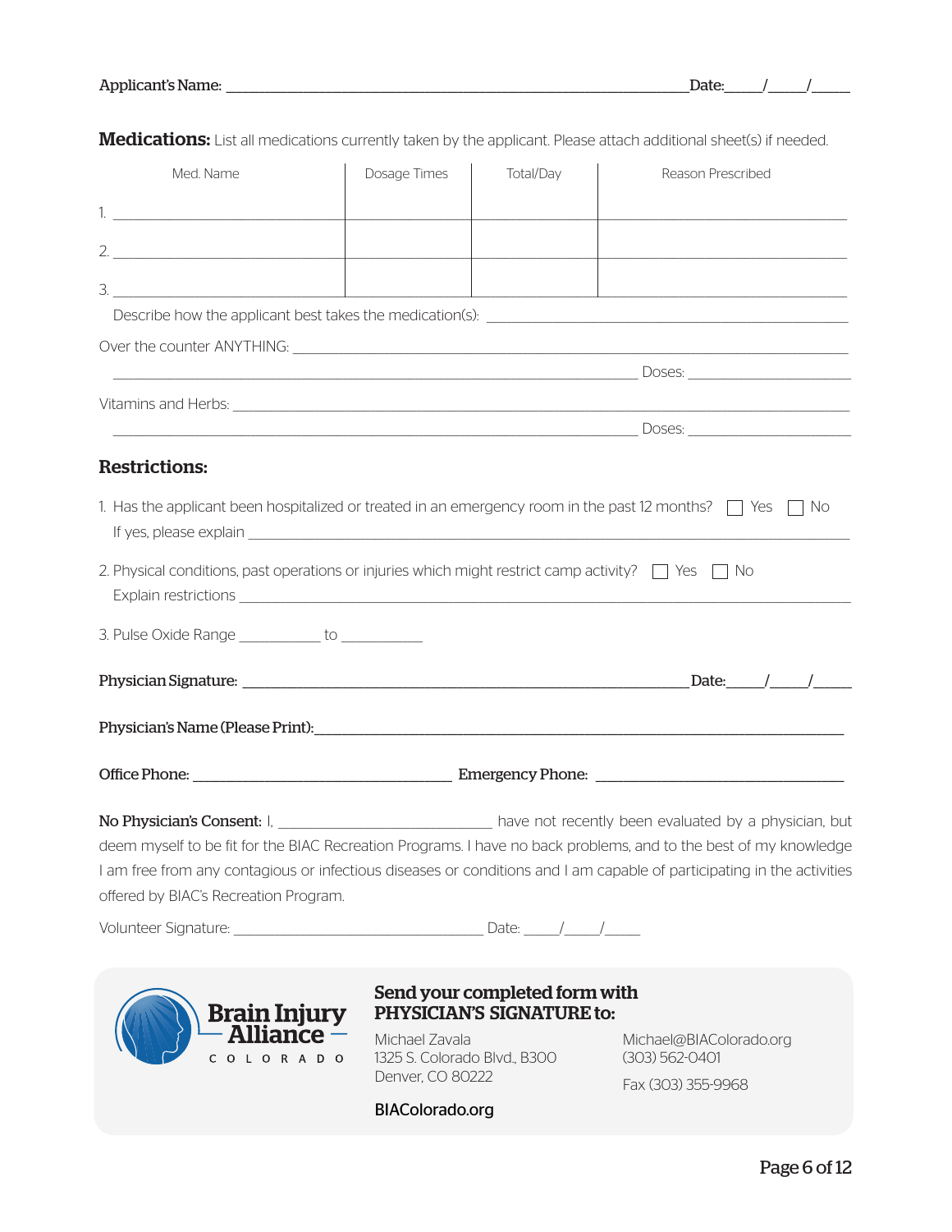Applicant's Name: ______________________________ Date:_____/_____/_____

**Medications:** List all medications currently taken by the applicant. Please attach additional sheet(s) if needed.

| | Med. Name | Dosage Times | Total/Day | Reason Prescribed |
|---|---|---|---|---|
| 1. | | | | |
| 2. | | | | |
| 3. | | | | |

Describe how the applicant best takes the medication(s): ______________________________

Over the counter ANYTHING: ______________________________

______________________________ Doses: ______________

Vitamins and Herbs: ______________________________

______________________________ Doses: ______________

## Restrictions:

1. Has the applicant been hospitalized or treated in an emergency room in the past 12 months? ☐ Yes ☐ No
   If yes, please explain ______________________________

2. Physical conditions, past operations or injuries which might restrict camp activity? ☐ Yes ☐ No
   Explain restrictions ______________________________

3. Pulse Oxide Range __________ to __________

**Physician Signature:** ______________________________ **Date:**_____/_____/_____

**Physician's Name (Please Print):** ______________________________

**Office Phone:** ______________________ **Emergency Phone:** ______________________

**No Physician's Consent:** I, ______________________ have not recently been evaluated by a physician, but deem myself to be fit for the BIAC Recreation Programs. I have no back problems, and to the best of my knowledge I am free from any contagious or infectious diseases or conditions and I am capable of participating in the activities offered by BIAC's Recreation Program.

Volunteer Signature: ______________________ Date: _____/_____/_____

**Brain Injury Alliance COLORADO**

**Send your completed form with PHYSICIAN'S SIGNATURE to:**

Michael Zavala
1325 S. Colorado Blvd., B300
Denver, CO 80222

Michael@BIAColorado.org
(303) 562-0401

Fax (303) 355-9968

BIAColorado.org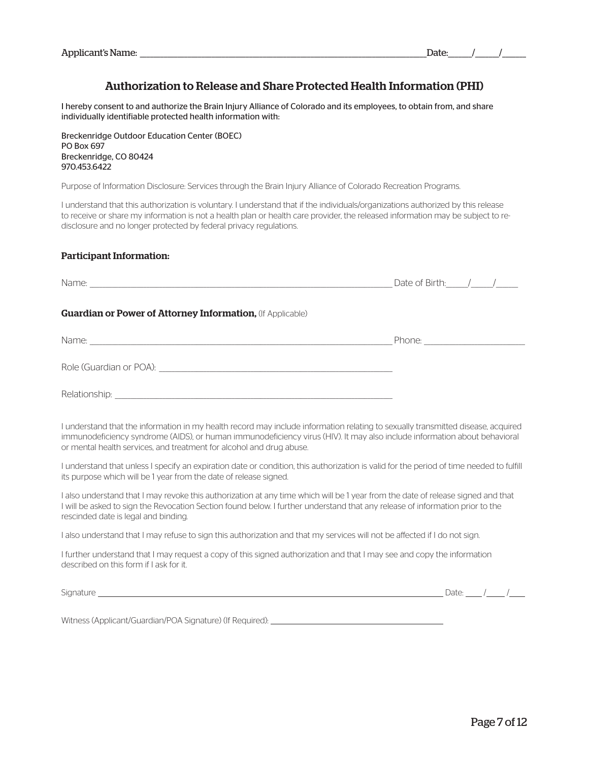Applicant's Name: ______________________________________________ Date:_____/_____/_____

## Authorization to Release and Share Protected Health Information (PHI)

I hereby consent to and authorize the Brain Injury Alliance of Colorado and its employees, to obtain from, and share individually identifiable protected health information with:

Breckenridge Outdoor Education Center (BOEC)
PO Box 697
Breckenridge, CO 80424
970.453.6422

Purpose of Information Disclosure: Services through the Brain Injury Alliance of Colorado Recreation Programs.

I understand that this authorization is voluntary. I understand that if the individuals/organizations authorized by this release to receive or share my information is not a health plan or health care provider, the released information may be subject to re-disclosure and no longer protected by federal privacy regulations.

### Participant Information:

Name: ______________________________________________ Date of Birth:_____/_____/_____

### Guardian or Power of Attorney Information, (If Applicable)

Name: ______________________________________________ Phone: ____________________

Role (Guardian or POA): ______________________________________________

Relationship: ______________________________________________

I understand that the information in my health record may include information relating to sexually transmitted disease, acquired immunodeficiency syndrome (AIDS), or human immunodeficiency virus (HIV). It may also include information about behavioral or mental health services, and treatment for alcohol and drug abuse.

I understand that unless I specify an expiration date or condition, this authorization is valid for the period of time needed to fulfill its purpose which will be 1 year from the date of release signed.

I also understand that I may revoke this authorization at any time which will be 1 year from the date of release signed and that I will be asked to sign the Revocation Section found below. I further understand that any release of information prior to the rescinded date is legal and binding.

I also understand that I may refuse to sign this authorization and that my services will not be affected if I do not sign.

I further understand that I may request a copy of this signed authorization and that I may see and copy the information described on this form if I ask for it.

Signature ______________________________________________ Date: ____/____/____

Witness (Applicant/Guardian/POA Signature) (If Required): ______________________________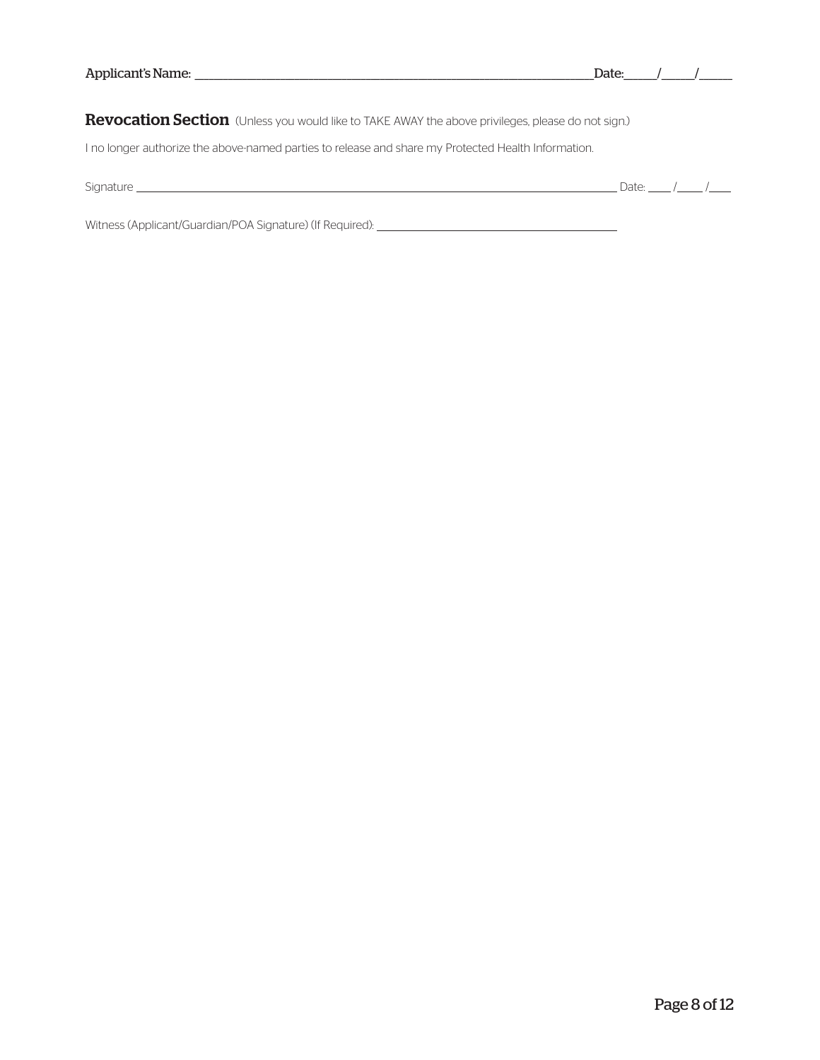Applicant's Name: ______________________________________________________________ Date:_____/_____/_____

## Revocation Section

(Unless you would like to TAKE AWAY the above privileges, please do not sign.)

I no longer authorize the above-named parties to release and share my Protected Health Information.

Signature ______________________________________________________________ Date: ____ /____ /____

Witness (Applicant/Guardian/POA Signature) (If Required): ________________________________________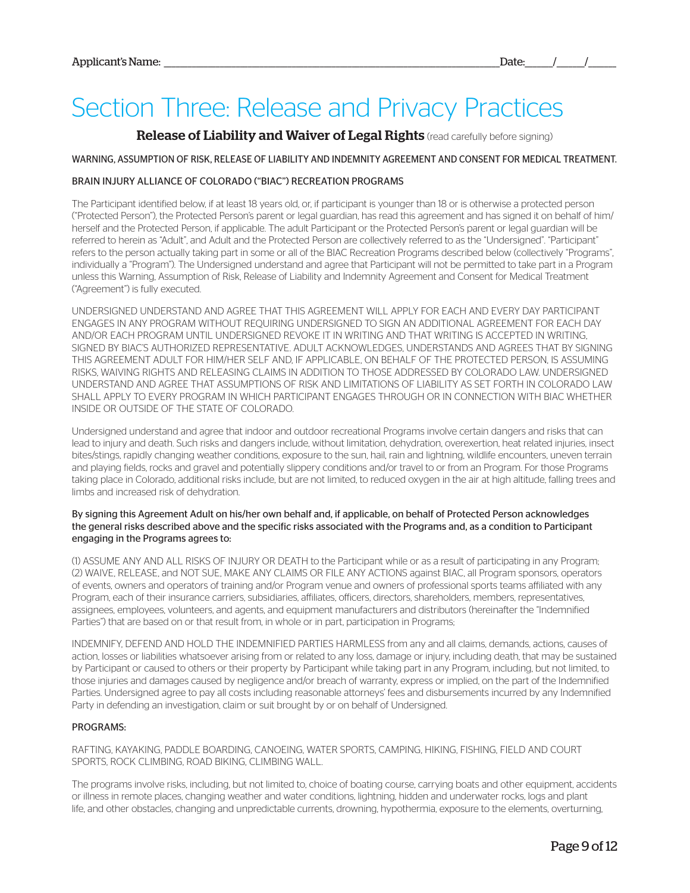Applicant's Name: ___________________________________________________________ Date:_____/_____/_____

# Section Three: Release and Privacy Practices

**Release of Liability and Waiver of Legal Rights** (read carefully before signing)

WARNING, ASSUMPTION OF RISK, RELEASE OF LIABILITY AND INDEMNITY AGREEMENT AND CONSENT FOR MEDICAL TREATMENT.

BRAIN INJURY ALLIANCE OF COLORADO ("BIAC") RECREATION PROGRAMS

The Participant identified below, if at least 18 years old, or, if participant is younger than 18 or is otherwise a protected person ("Protected Person"), the Protected Person's parent or legal guardian, has read this agreement and has signed it on behalf of him/herself and the Protected Person, if applicable. The adult Participant or the Protected Person's parent or legal guardian will be referred to herein as "Adult", and Adult and the Protected Person are collectively referred to as the "Undersigned". "Participant" refers to the person actually taking part in some or all of the BIAC Recreation Programs described below (collectively "Programs", individually a "Program"). The Undersigned understand and agree that Participant will not be permitted to take part in a Program unless this Warning, Assumption of Risk, Release of Liability and Indemnity Agreement and Consent for Medical Treatment ("Agreement") is fully executed.

UNDERSIGNED UNDERSTAND AND AGREE THAT THIS AGREEMENT WILL APPLY FOR EACH AND EVERY DAY PARTICIPANT ENGAGES IN ANY PROGRAM WITHOUT REQUIRING UNDERSIGNED TO SIGN AN ADDITIONAL AGREEMENT FOR EACH DAY AND/OR EACH PROGRAM UNTIL UNDERSIGNED REVOKE IT IN WRITING AND THAT WRITING IS ACCEPTED IN WRITING, SIGNED BY BIAC'S AUTHORIZED REPRESENTATIVE. ADULT ACKNOWLEDGES, UNDERSTANDS AND AGREES THAT BY SIGNING THIS AGREEMENT ADULT FOR HIM/HER SELF AND, IF APPLICABLE, ON BEHALF OF THE PROTECTED PERSON, IS ASSUMING RISKS, WAIVING RIGHTS AND RELEASING CLAIMS IN ADDITION TO THOSE ADDRESSED BY COLORADO LAW. UNDERSIGNED UNDERSTAND AND AGREE THAT ASSUMPTIONS OF RISK AND LIMITATIONS OF LIABILITY AS SET FORTH IN COLORADO LAW SHALL APPLY TO EVERY PROGRAM IN WHICH PARTICIPANT ENGAGES THROUGH OR IN CONNECTION WITH BIAC WHETHER INSIDE OR OUTSIDE OF THE STATE OF COLORADO.

Undersigned understand and agree that indoor and outdoor recreational Programs involve certain dangers and risks that can lead to injury and death. Such risks and dangers include, without limitation, dehydration, overexertion, heat related injuries, insect bites/stings, rapidly changing weather conditions, exposure to the sun, hail, rain and lightning, wildlife encounters, uneven terrain and playing fields, rocks and gravel and potentially slippery conditions and/or travel to or from an Program. For those Programs taking place in Colorado, additional risks include, but are not limited, to reduced oxygen in the air at high altitude, falling trees and limbs and increased risk of dehydration.

By signing this Agreement Adult on his/her own behalf and, if applicable, on behalf of Protected Person acknowledges the general risks described above and the specific risks associated with the Programs and, as a condition to Participant engaging in the Programs agrees to:

(1) ASSUME ANY AND ALL RISKS OF INJURY OR DEATH to the Participant while or as a result of participating in any Program;
(2) WAIVE, RELEASE, and NOT SUE, MAKE ANY CLAIMS OR FILE ANY ACTIONS against BIAC, all Program sponsors, operators of events, owners and operators of training and/or Program venue and owners of professional sports teams affiliated with any Program, each of their insurance carriers, subsidiaries, affiliates, officers, directors, shareholders, members, representatives, assignees, employees, volunteers, and agents, and equipment manufacturers and distributors (hereinafter the "Indemnified Parties") that are based on or that result from, in whole or in part, participation in Programs;

INDEMNIFY, DEFEND AND HOLD THE INDEMNIFIED PARTIES HARMLESS from any and all claims, demands, actions, causes of action, losses or liabilities whatsoever arising from or related to any loss, damage or injury, including death, that may be sustained by Participant or caused to others or their property by Participant while taking part in any Program, including, but not limited, to those injuries and damages caused by negligence and/or breach of warranty, express or implied, on the part of the Indemnified Parties. Undersigned agree to pay all costs including reasonable attorneys' fees and disbursements incurred by any Indemnified Party in defending an investigation, claim or suit brought by or on behalf of Undersigned.

PROGRAMS:

RAFTING, KAYAKING, PADDLE BOARDING, CANOEING, WATER SPORTS, CAMPING, HIKING, FISHING, FIELD AND COURT SPORTS, ROCK CLIMBING, ROAD BIKING, CLIMBING WALL.

The programs involve risks, including, but not limited to, choice of boating course, carrying boats and other equipment, accidents or illness in remote places, changing weather and water conditions, lightning, hidden and underwater rocks, logs and plant life, and other obstacles, changing and unpredictable currents, drowning, hypothermia, exposure to the elements, overturning,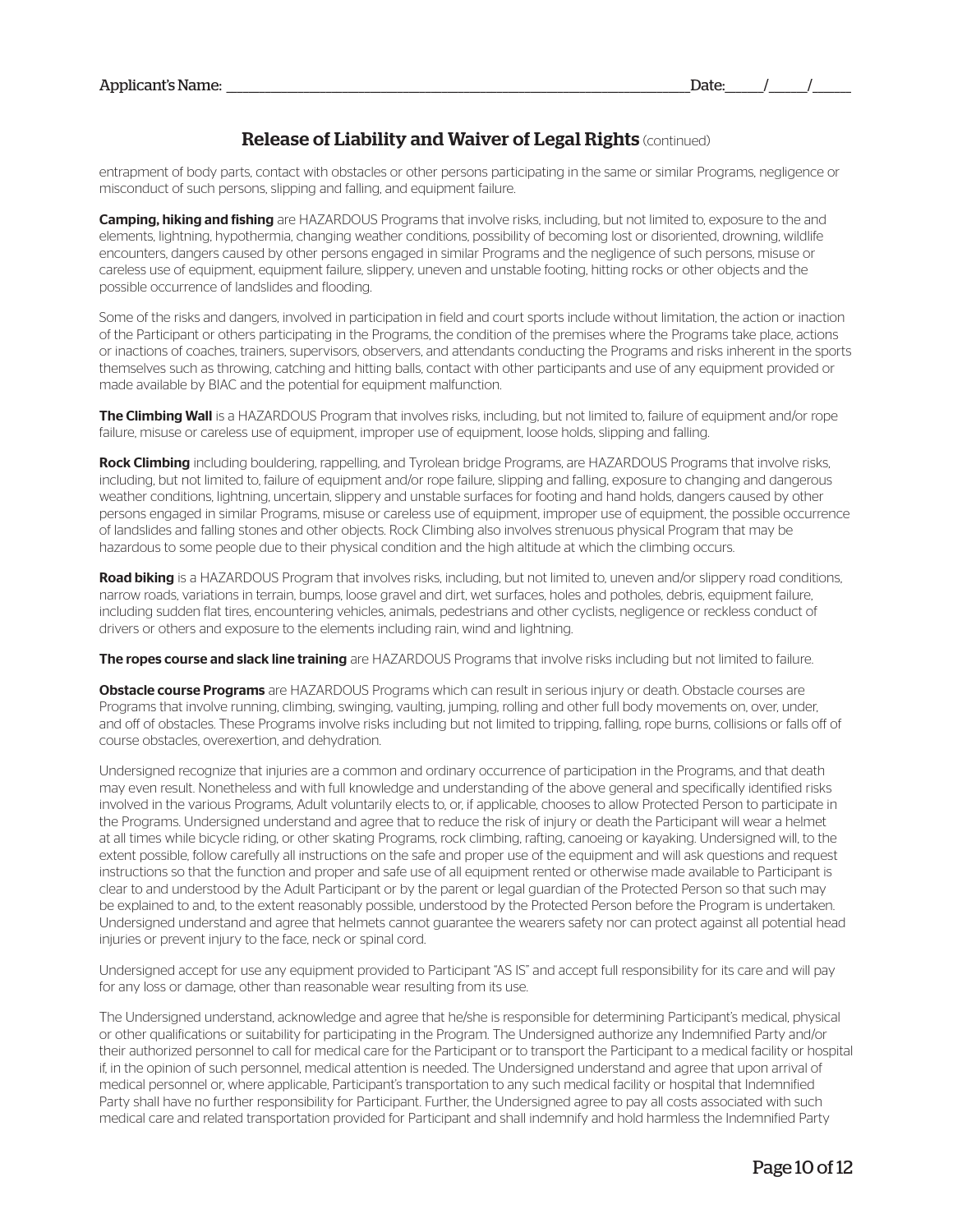Applicant's Name: ______________________________________________ Date:_____/_____/_____

## Release of Liability and Waiver of Legal Rights (continued)

entrapment of body parts, contact with obstacles or other persons participating in the same or similar Programs, negligence or misconduct of such persons, slipping and falling, and equipment failure.

**Camping, hiking and fishing** are HAZARDOUS Programs that involve risks, including, but not limited to, exposure to the and elements, lightning, hypothermia, changing weather conditions, possibility of becoming lost or disoriented, drowning, wildlife encounters, dangers caused by other persons engaged in similar Programs and the negligence of such persons, misuse or careless use of equipment, equipment failure, slippery, uneven and unstable footing, hitting rocks or other objects and the possible occurrence of landslides and flooding.

Some of the risks and dangers, involved in participation in field and court sports include without limitation, the action or inaction of the Participant or others participating in the Programs, the condition of the premises where the Programs take place, actions or inactions of coaches, trainers, supervisors, observers, and attendants conducting the Programs and risks inherent in the sports themselves such as throwing, catching and hitting balls, contact with other participants and use of any equipment provided or made available by BIAC and the potential for equipment malfunction.

**The Climbing Wall** is a HAZARDOUS Program that involves risks, including, but not limited to, failure of equipment and/or rope failure, misuse or careless use of equipment, improper use of equipment, loose holds, slipping and falling.

**Rock Climbing** including bouldering, rappelling, and Tyrolean bridge Programs, are HAZARDOUS Programs that involve risks, including, but not limited to, failure of equipment and/or rope failure, slipping and falling, exposure to changing and dangerous weather conditions, lightning, uncertain, slippery and unstable surfaces for footing and hand holds, dangers caused by other persons engaged in similar Programs, misuse or careless use of equipment, improper use of equipment, the possible occurrence of landslides and falling stones and other objects. Rock Climbing also involves strenuous physical Program that may be hazardous to some people due to their physical condition and the high altitude at which the climbing occurs.

**Road biking** is a HAZARDOUS Program that involves risks, including, but not limited to, uneven and/or slippery road conditions, narrow roads, variations in terrain, bumps, loose gravel and dirt, wet surfaces, holes and potholes, debris, equipment failure, including sudden flat tires, encountering vehicles, animals, pedestrians and other cyclists, negligence or reckless conduct of drivers or others and exposure to the elements including rain, wind and lightning.

**The ropes course and slack line training** are HAZARDOUS Programs that involve risks including but not limited to failure.

**Obstacle course Programs** are HAZARDOUS Programs which can result in serious injury or death. Obstacle courses are Programs that involve running, climbing, swinging, vaulting, jumping, rolling and other full body movements on, over, under, and off of obstacles. These Programs involve risks including but not limited to tripping, falling, rope burns, collisions or falls off of course obstacles, overexertion, and dehydration.

Undersigned recognize that injuries are a common and ordinary occurrence of participation in the Programs, and that death may even result. Nonetheless and with full knowledge and understanding of the above general and specifically identified risks involved in the various Programs, Adult voluntarily elects to, or, if applicable, chooses to allow Protected Person to participate in the Programs. Undersigned understand and agree that to reduce the risk of injury or death the Participant will wear a helmet at all times while bicycle riding, or other skating Programs, rock climbing, rafting, canoeing or kayaking. Undersigned will, to the extent possible, follow carefully all instructions on the safe and proper use of the equipment and will ask questions and request instructions so that the function and proper and safe use of all equipment rented or otherwise made available to Participant is clear to and understood by the Adult Participant or by the parent or legal guardian of the Protected Person so that such may be explained to and, to the extent reasonably possible, understood by the Protected Person before the Program is undertaken. Undersigned understand and agree that helmets cannot guarantee the wearers safety nor can protect against all potential head injuries or prevent injury to the face, neck or spinal cord.

Undersigned accept for use any equipment provided to Participant "AS IS" and accept full responsibility for its care and will pay for any loss or damage, other than reasonable wear resulting from its use.

The Undersigned understand, acknowledge and agree that he/she is responsible for determining Participant's medical, physical or other qualifications or suitability for participating in the Program. The Undersigned authorize any Indemnified Party and/or their authorized personnel to call for medical care for the Participant or to transport the Participant to a medical facility or hospital if, in the opinion of such personnel, medical attention is needed. The Undersigned understand and agree that upon arrival of medical personnel or, where applicable, Participant's transportation to any such medical facility or hospital that Indemnified Party shall have no further responsibility for Participant. Further, the Undersigned agree to pay all costs associated with such medical care and related transportation provided for Participant and shall indemnify and hold harmless the Indemnified Party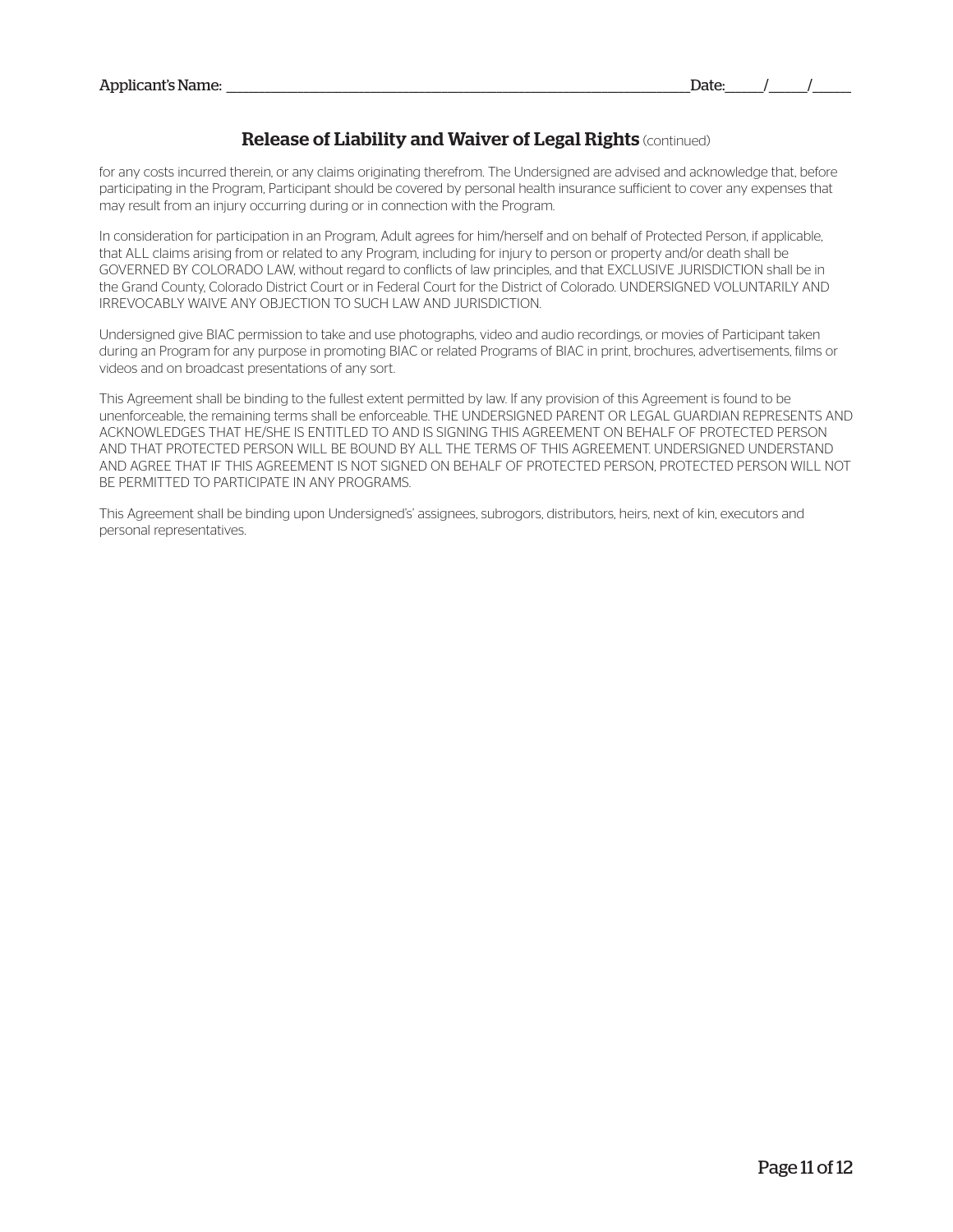Applicant's Name: ______________________________ Date:____/____/____

## Release of Liability and Waiver of Legal Rights (continued)

for any costs incurred therein, or any claims originating therefrom. The Undersigned are advised and acknowledge that, before participating in the Program, Participant should be covered by personal health insurance sufficient to cover any expenses that may result from an injury occurring during or in connection with the Program.

In consideration for participation in an Program, Adult agrees for him/herself and on behalf of Protected Person, if applicable, that ALL claims arising from or related to any Program, including for injury to person or property and/or death shall be GOVERNED BY COLORADO LAW, without regard to conflicts of law principles, and that EXCLUSIVE JURISDICTION shall be in the Grand County, Colorado District Court or in Federal Court for the District of Colorado. UNDERSIGNED VOLUNTARILY AND IRREVOCABLY WAIVE ANY OBJECTION TO SUCH LAW AND JURISDICTION.

Undersigned give BIAC permission to take and use photographs, video and audio recordings, or movies of Participant taken during an Program for any purpose in promoting BIAC or related Programs of BIAC in print, brochures, advertisements, films or videos and on broadcast presentations of any sort.

This Agreement shall be binding to the fullest extent permitted by law. If any provision of this Agreement is found to be unenforceable, the remaining terms shall be enforceable. THE UNDERSIGNED PARENT OR LEGAL GUARDIAN REPRESENTS AND ACKNOWLEDGES THAT HE/SHE IS ENTITLED TO AND IS SIGNING THIS AGREEMENT ON BEHALF OF PROTECTED PERSON AND THAT PROTECTED PERSON WILL BE BOUND BY ALL THE TERMS OF THIS AGREEMENT. UNDERSIGNED UNDERSTAND AND AGREE THAT IF THIS AGREEMENT IS NOT SIGNED ON BEHALF OF PROTECTED PERSON, PROTECTED PERSON WILL NOT BE PERMITTED TO PARTICIPATE IN ANY PROGRAMS.

This Agreement shall be binding upon Undersigned's' assignees, subrogors, distributors, heirs, next of kin, executors and personal representatives.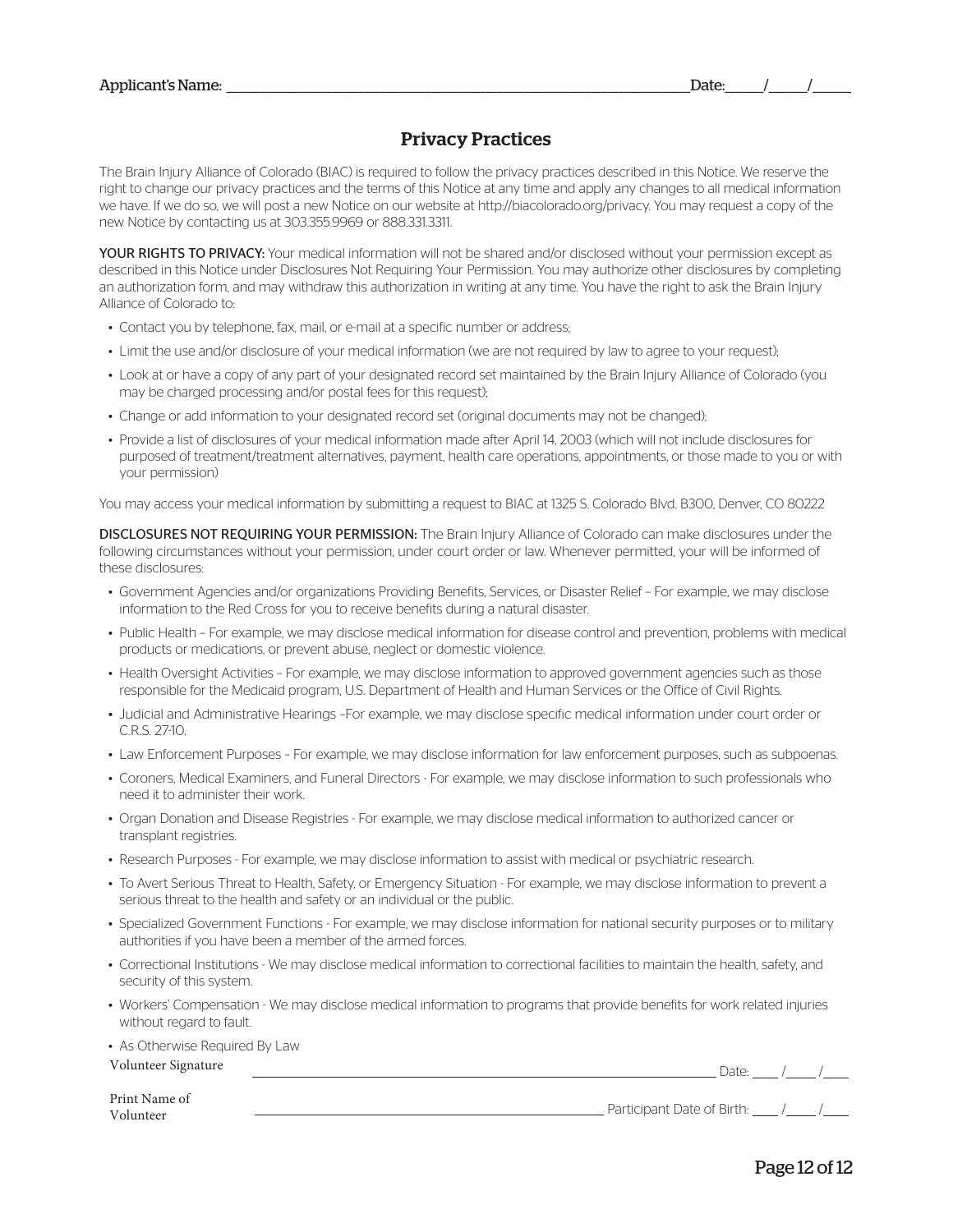Applicant's Name: ______________________________ Date:_____/_____/_____

## Privacy Practices

The Brain Injury Alliance of Colorado (BIAC) is required to follow the privacy practices described in this Notice. We reserve the right to change our privacy practices and the terms of this Notice at any time and apply any changes to all medical information we have. If we do so, we will post a new Notice on our website at http://biacolorado.org/privacy. You may request a copy of the new Notice by contacting us at 303.355.9969 or 888.331.3311.

**YOUR RIGHTS TO PRIVACY:** Your medical information will not be shared and/or disclosed without your permission except as described in this Notice under Disclosures Not Requiring Your Permission. You may authorize other disclosures by completing an authorization form, and may withdraw this authorization in writing at any time. You have the right to ask the Brain Injury Alliance of Colorado to:

- Contact you by telephone, fax, mail, or e-mail at a specific number or address;
- Limit the use and/or disclosure of your medical information (we are not required by law to agree to your request);
- Look at or have a copy of any part of your designated record set maintained by the Brain Injury Alliance of Colorado (you may be charged processing and/or postal fees for this request);
- Change or add information to your designated record set (original documents may not be changed);
- Provide a list of disclosures of your medical information made after April 14, 2003 (which will not include disclosures for purposed of treatment/treatment alternatives, payment, health care operations, appointments, or those made to you or with your permission)

You may access your medical information by submitting a request to BIAC at 1325 S. Colorado Blvd. B300, Denver, CO 80222

**DISCLOSURES NOT REQUIRING YOUR PERMISSION:** The Brain Injury Alliance of Colorado can make disclosures under the following circumstances without your permission, under court order or law. Whenever permitted, your will be informed of these disclosures:

- Government Agencies and/or organizations Providing Benefits, Services, or Disaster Relief – For example, we may disclose information to the Red Cross for you to receive benefits during a natural disaster.
- Public Health – For example, we may disclose medical information for disease control and prevention, problems with medical products or medications, or prevent abuse, neglect or domestic violence.
- Health Oversight Activities – For example, we may disclose information to approved government agencies such as those responsible for the Medicaid program, U.S. Department of Health and Human Services or the Office of Civil Rights.
- Judicial and Administrative Hearings –For example, we may disclose specific medical information under court order or C.R.S. 27-10.
- Law Enforcement Purposes – For example, we may disclose information for law enforcement purposes, such as subpoenas.
- Coroners, Medical Examiners, and Funeral Directors - For example, we may disclose information to such professionals who need it to administer their work.
- Organ Donation and Disease Registries - For example, we may disclose medical information to authorized cancer or transplant registries.
- Research Purposes - For example, we may disclose information to assist with medical or psychiatric research.
- To Avert Serious Threat to Health, Safety, or Emergency Situation - For example, we may disclose information to prevent a serious threat to the health and safety or an individual or the public.
- Specialized Government Functions - For example, we may disclose information for national security purposes or to military authorities if you have been a member of the armed forces.
- Correctional Institutions - We may disclose medical information to correctional facilities to maintain the health, safety, and security of this system.
- Workers' Compensation - We may disclose medical information to programs that provide benefits for work related injuries without regard to fault.
- As Otherwise Required By Law

Volunteer Signature ______________________________ Date: ____ /____ /____

Print Name of Volunteer ______________________________ Participant Date of Birth: ____ /____ /____